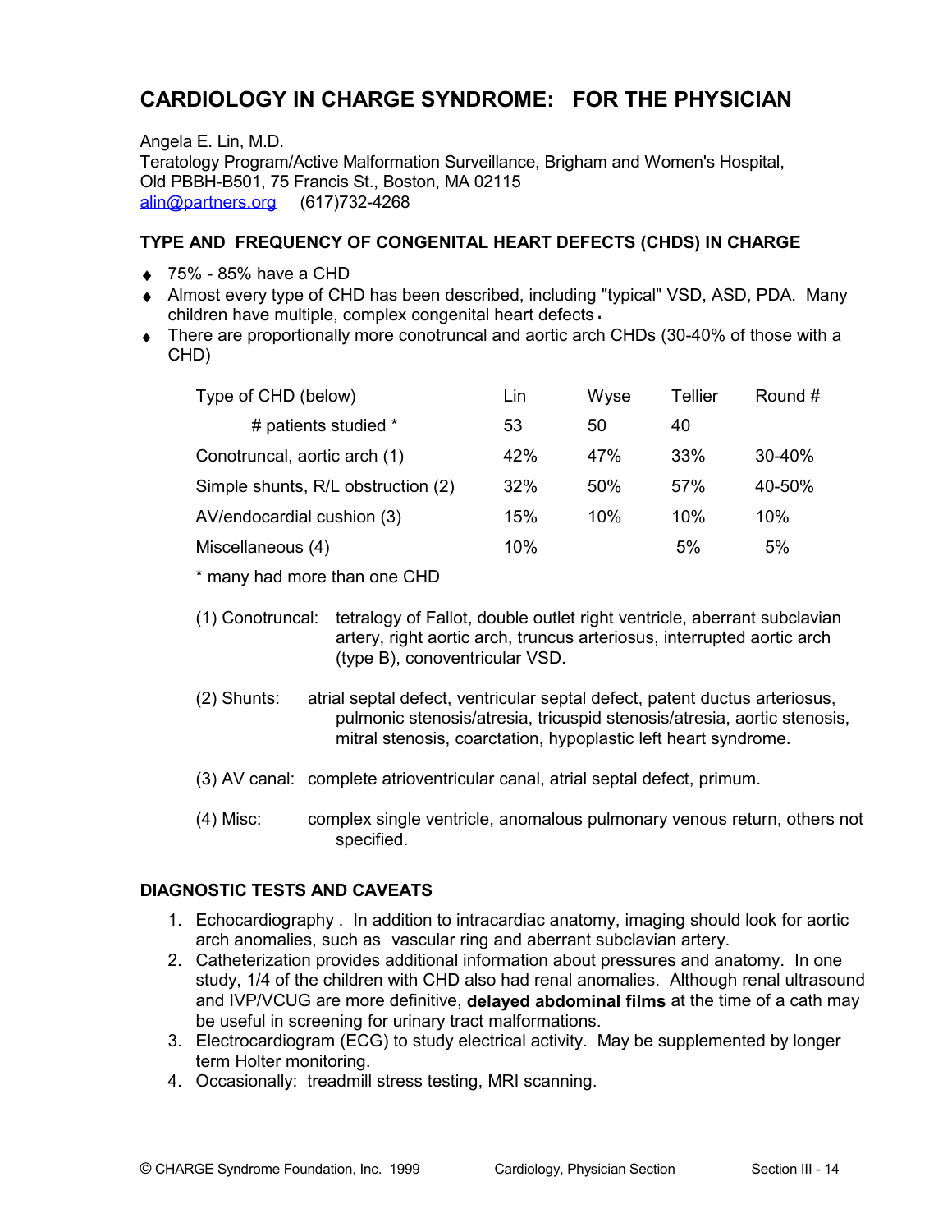# CARDIOLOGY IN CHARGE SYNDROME: FOR THE PHYSICIAN

Angela E. Lin, M.D.
Teratology Program/Active Malformation Surveillance, Brigham and Women's Hospital,
Old PBBH-B501, 75 Francis St., Boston, MA 02115
alin@partners.org (617)732-4268

## TYPE AND FREQUENCY OF CONGENITAL HEART DEFECTS (CHDS) IN CHARGE

- 75% - 85% have a CHD
- Almost every type of CHD has been described, including "typical" VSD, ASD, PDA. Many children have multiple, complex congenital heart defects.
- There are proportionally more conotruncal and aortic arch CHDs (30-40% of those with a CHD)

| Type of CHD (below) | Lin | Wyse | Tellier | Round # |
|---|---|---|---|---|
| # patients studied * | 53 | 50 | 40 | |
| Conotruncal, aortic arch (1) | 42% | 47% | 33% | 30-40% |
| Simple shunts, R/L obstruction (2) | 32% | 50% | 57% | 40-50% |
| AV/endocardial cushion (3) | 15% | 10% | 10% | 10% |
| Miscellaneous (4) | 10% | | 5% | 5% |

\* many had more than one CHD

(1) Conotruncal: tetralogy of Fallot, double outlet right ventricle, aberrant subclavian artery, right aortic arch, truncus arteriosus, interrupted aortic arch (type B), conoventricular VSD.

(2) Shunts: atrial septal defect, ventricular septal defect, patent ductus arteriosus, pulmonic stenosis/atresia, tricuspid stenosis/atresia, aortic stenosis, mitral stenosis, coarctation, hypoplastic left heart syndrome.

(3) AV canal: complete atrioventricular canal, atrial septal defect, primum.

(4) Misc: complex single ventricle, anomalous pulmonary venous return, others not specified.

## DIAGNOSTIC TESTS AND CAVEATS

1. Echocardiography . In addition to intracardiac anatomy, imaging should look for aortic arch anomalies, such as vascular ring and aberrant subclavian artery.
2. Catheterization provides additional information about pressures and anatomy. In one study, 1/4 of the children with CHD also had renal anomalies. Although renal ultrasound and IVP/VCUG are more definitive, **delayed abdominal films** at the time of a cath may be useful in screening for urinary tract malformations.
3. Electrocardiogram (ECG) to study electrical activity. May be supplemented by longer term Holter monitoring.
4. Occasionally: treadmill stress testing, MRI scanning.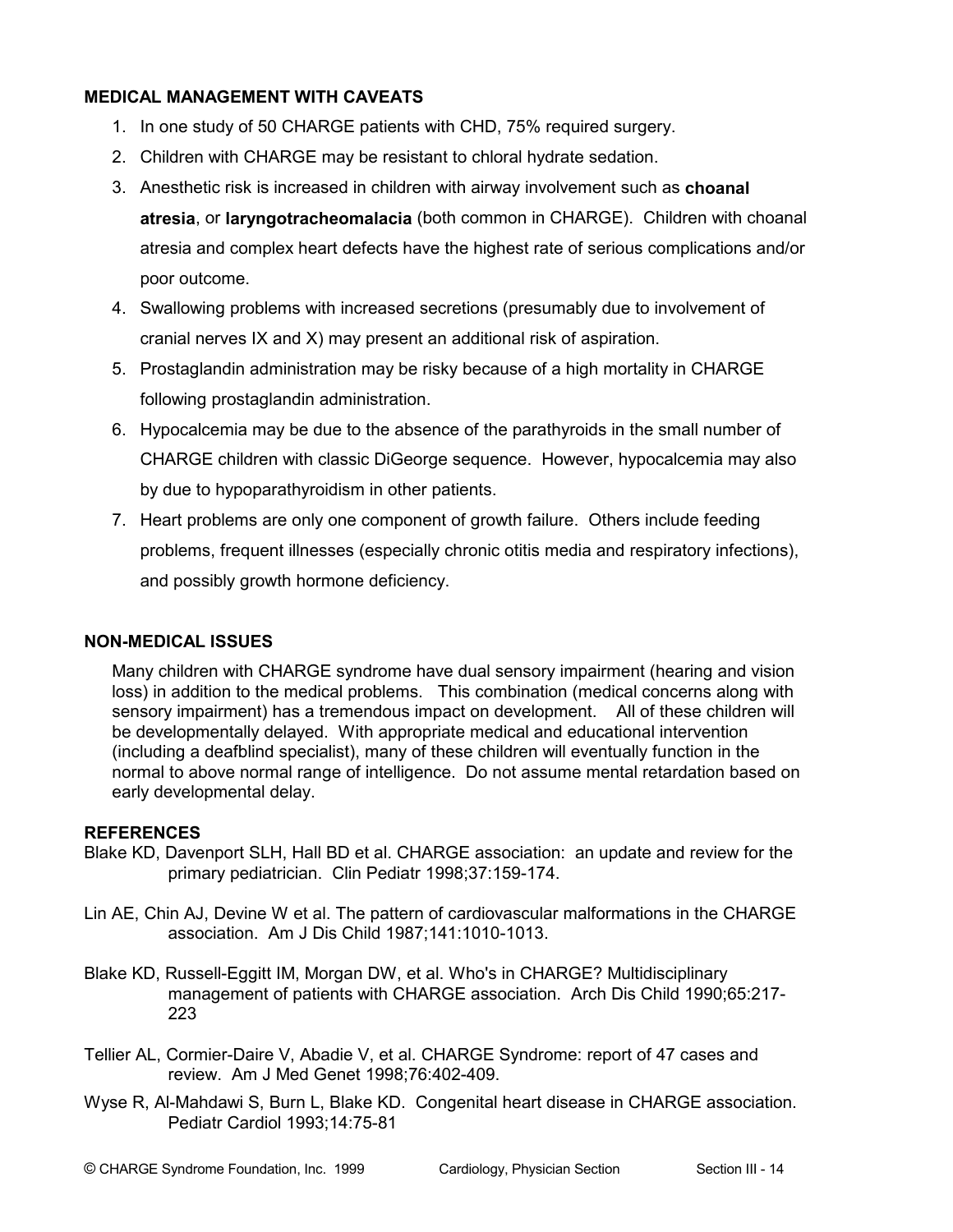## MEDICAL MANAGEMENT WITH CAVEATS

1. In one study of 50 CHARGE patients with CHD, 75% required surgery.
2. Children with CHARGE may be resistant to chloral hydrate sedation.
3. Anesthetic risk is increased in children with airway involvement such as **choanal atresia**, or **laryngotracheomalacia** (both common in CHARGE). Children with choanal atresia and complex heart defects have the highest rate of serious complications and/or poor outcome.
4. Swallowing problems with increased secretions (presumably due to involvement of cranial nerves IX and X) may present an additional risk of aspiration.
5. Prostaglandin administration may be risky because of a high mortality in CHARGE following prostaglandin administration.
6. Hypocalcemia may be due to the absence of the parathyroids in the small number of CHARGE children with classic DiGeorge sequence. However, hypocalcemia may also by due to hypoparathyroidism in other patients.
7. Heart problems are only one component of growth failure. Others include feeding problems, frequent illnesses (especially chronic otitis media and respiratory infections), and possibly growth hormone deficiency.

## NON-MEDICAL ISSUES

Many children with CHARGE syndrome have dual sensory impairment (hearing and vision loss) in addition to the medical problems. This combination (medical concerns along with sensory impairment) has a tremendous impact on development. All of these children will be developmentally delayed. With appropriate medical and educational intervention (including a deafblind specialist), many of these children will eventually function in the normal to above normal range of intelligence. Do not assume mental retardation based on early developmental delay.

## REFERENCES

Blake KD, Davenport SLH, Hall BD et al. CHARGE association: an update and review for the primary pediatrician. Clin Pediatr 1998;37:159-174.

Lin AE, Chin AJ, Devine W et al. The pattern of cardiovascular malformations in the CHARGE association. Am J Dis Child 1987;141:1010-1013.

Blake KD, Russell-Eggitt IM, Morgan DW, et al. Who's in CHARGE? Multidisciplinary management of patients with CHARGE association. Arch Dis Child 1990;65:217-223

Tellier AL, Cormier-Daire V, Abadie V, et al. CHARGE Syndrome: report of 47 cases and review. Am J Med Genet 1998;76:402-409.

Wyse R, Al-Mahdawi S, Burn L, Blake KD. Congenital heart disease in CHARGE association. Pediatr Cardiol 1993;14:75-81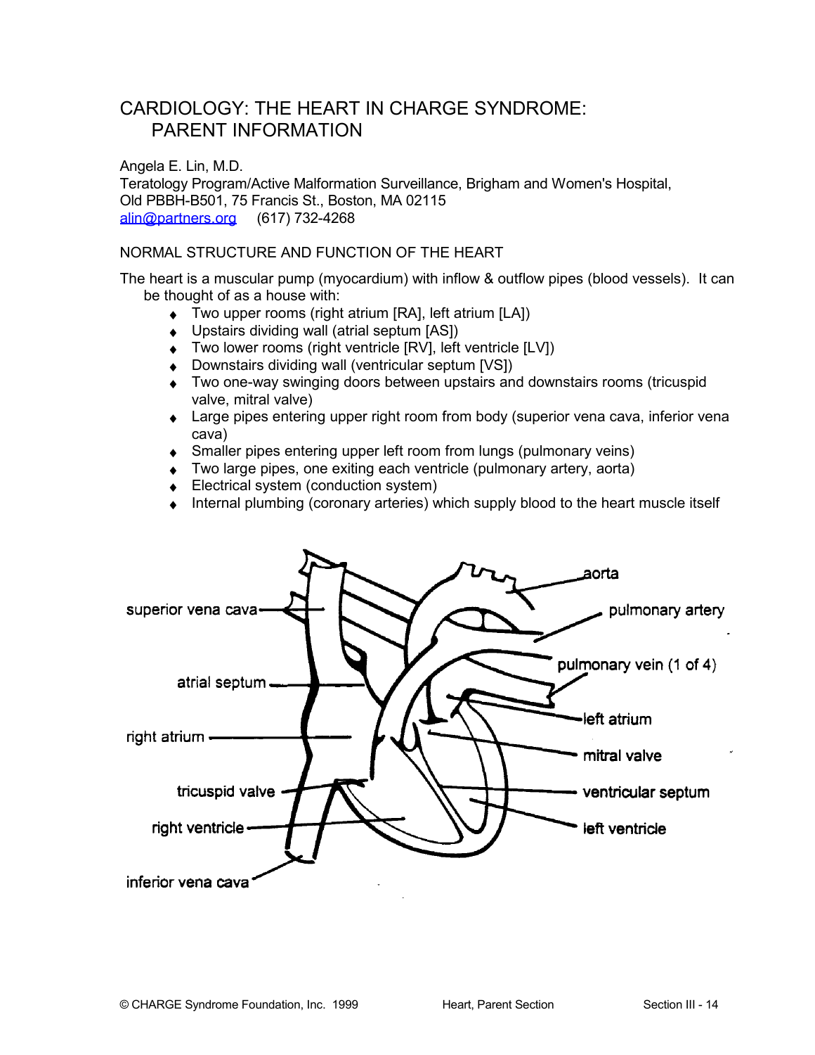# CARDIOLOGY: THE HEART IN CHARGE SYNDROME: PARENT INFORMATION

Angela E. Lin, M.D.
Teratology Program/Active Malformation Surveillance, Brigham and Women's Hospital, Old PBBH-B501, 75 Francis St., Boston, MA 02115
alin@partners.org (617) 732-4268

## NORMAL STRUCTURE AND FUNCTION OF THE HEART

The heart is a muscular pump (myocardium) with inflow & outflow pipes (blood vessels). It can be thought of as a house with:

- Two upper rooms (right atrium [RA], left atrium [LA])
- Upstairs dividing wall (atrial septum [AS])
- Two lower rooms (right ventricle [RV], left ventricle [LV])
- Downstairs dividing wall (ventricular septum [VS])
- Two one-way swinging doors between upstairs and downstairs rooms (tricuspid valve, mitral valve)
- Large pipes entering upper right room from body (superior vena cava, inferior vena cava)
- Smaller pipes entering upper left room from lungs (pulmonary veins)
- Two large pipes, one exiting each ventricle (pulmonary artery, aorta)
- Electrical system (conduction system)
- Internal plumbing (coronary arteries) which supply blood to the heart muscle itself

superior vena cava, atrial septum, right atrium, tricuspid valve, right ventricle, inferior vena cava, aorta, pulmonary artery, pulmonary vein (1 of 4), left atrium, mitral valve, ventricular septum, left ventricle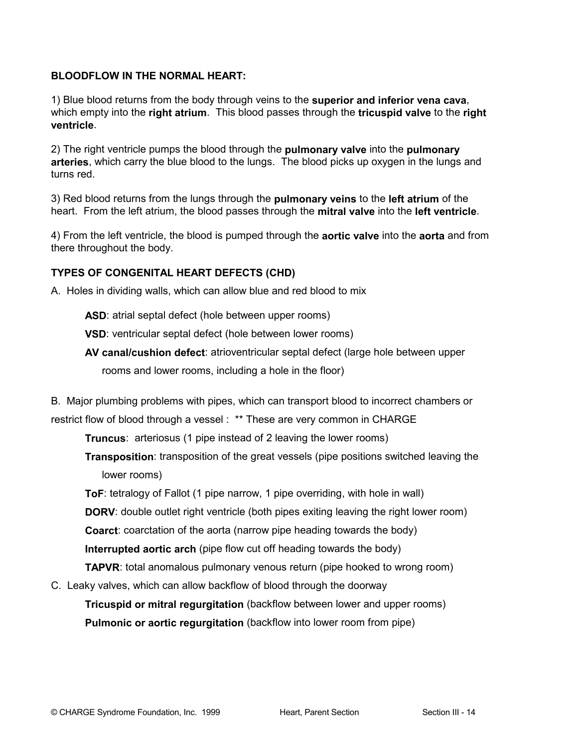**BLOODFLOW IN THE NORMAL HEART:**

1) Blue blood returns from the body through veins to the **superior and inferior vena cava**, which empty into the **right atrium**. This blood passes through the **tricuspid valve** to the **right ventricle**.

2) The right ventricle pumps the blood through the **pulmonary valve** into the **pulmonary arteries**, which carry the blue blood to the lungs. The blood picks up oxygen in the lungs and turns red.

3) Red blood returns from the lungs through the **pulmonary veins** to the **left atrium** of the heart. From the left atrium, the blood passes through the **mitral valve** into the **left ventricle**.

4) From the left ventricle, the blood is pumped through the **aortic valve** into the **aorta** and from there throughout the body.

**TYPES OF CONGENITAL HEART DEFECTS (CHD)**

A. Holes in dividing walls, which can allow blue and red blood to mix

- **ASD**: atrial septal defect (hole between upper rooms)
- **VSD**: ventricular septal defect (hole between lower rooms)
- **AV canal/cushion defect**: atrioventricular septal defect (large hole between upper rooms and lower rooms, including a hole in the floor)

B. Major plumbing problems with pipes, which can transport blood to incorrect chambers or restrict flow of blood through a vessel : ** These are very common in CHARGE

- **Truncus**: arteriosus (1 pipe instead of 2 leaving the lower rooms)
- **Transposition**: transposition of the great vessels (pipe positions switched leaving the lower rooms)
- **ToF**: tetralogy of Fallot (1 pipe narrow, 1 pipe overriding, with hole in wall)
- **DORV**: double outlet right ventricle (both pipes exiting leaving the right lower room)
- **Coarct**: coarctation of the aorta (narrow pipe heading towards the body)
- **Interrupted aortic arch** (pipe flow cut off heading towards the body)
- **TAPVR**: total anomalous pulmonary venous return (pipe hooked to wrong room)

C. Leaky valves, which can allow backflow of blood through the doorway

- **Tricuspid or mitral regurgitation** (backflow between lower and upper rooms)
- **Pulmonic or aortic regurgitation** (backflow into lower room from pipe)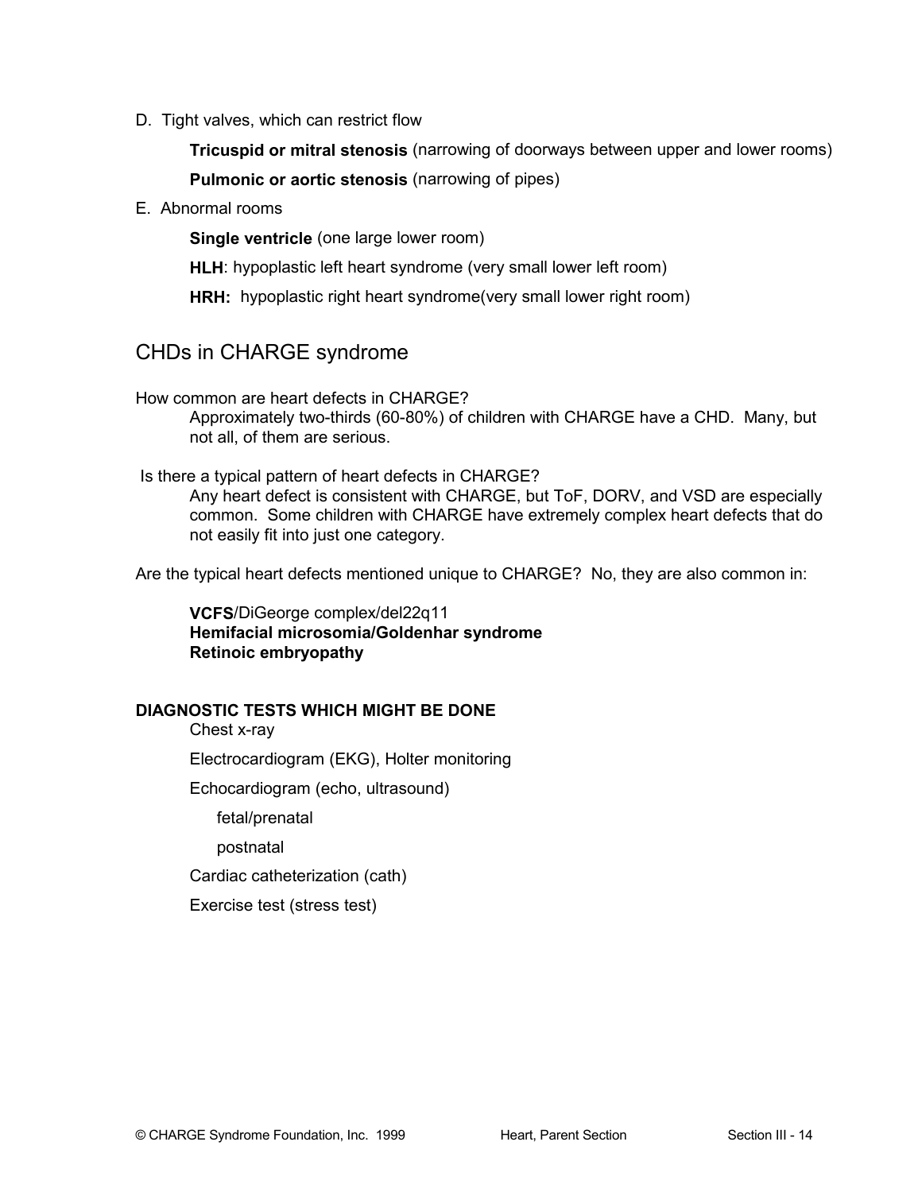D. Tight valves, which can restrict flow

**Tricuspid or mitral stenosis** (narrowing of doorways between upper and lower rooms)

**Pulmonic or aortic stenosis** (narrowing of pipes)

E. Abnormal rooms

**Single ventricle** (one large lower room)

**HLH**: hypoplastic left heart syndrome (very small lower left room)

**HRH:** hypoplastic right heart syndrome(very small lower right room)

## CHDs in CHARGE syndrome

How common are heart defects in CHARGE?

Approximately two-thirds (60-80%) of children with CHARGE have a CHD. Many, but not all, of them are serious.

Is there a typical pattern of heart defects in CHARGE?

Any heart defect is consistent with CHARGE, but ToF, DORV, and VSD are especially common. Some children with CHARGE have extremely complex heart defects that do not easily fit into just one category.

Are the typical heart defects mentioned unique to CHARGE? No, they are also common in:

**VCFS**/DiGeorge complex/del22q11
**Hemifacial microsomia/Goldenhar syndrome**
**Retinoic embryopathy**

**DIAGNOSTIC TESTS WHICH MIGHT BE DONE**

Chest x-ray

Electrocardiogram (EKG), Holter monitoring

Echocardiogram (echo, ultrasound)

- fetal/prenatal
- postnatal

Cardiac catheterization (cath)

Exercise test (stress test)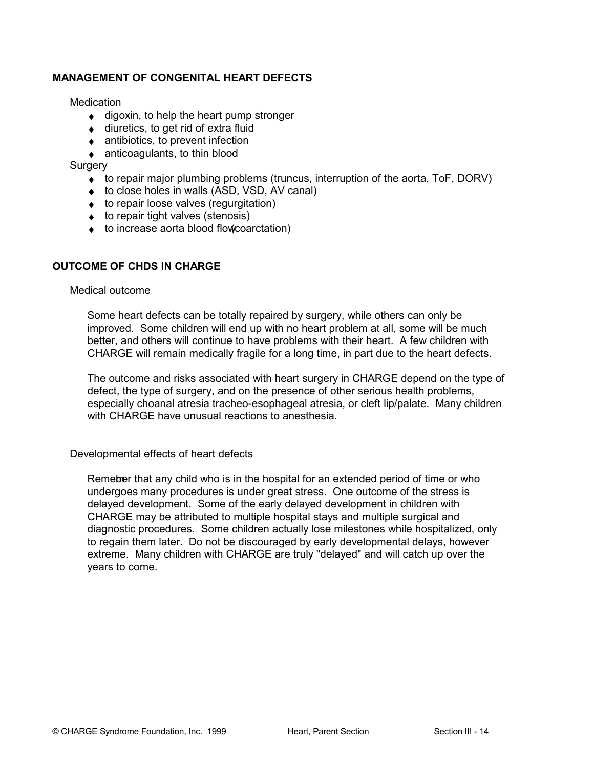## MANAGEMENT OF CONGENITAL HEART DEFECTS

Medication

- digoxin, to help the heart pump stronger
- diuretics, to get rid of extra fluid
- antibiotics, to prevent infection
- anticoagulants, to thin blood

Surgery

- to repair major plumbing problems (truncus, interruption of the aorta, ToF, DORV)
- to close holes in walls (ASD, VSD, AV canal)
- to repair loose valves (regurgitation)
- to repair tight valves (stenosis)
- to increase aorta blood flow (coarctation)

## OUTCOME OF CHDS IN CHARGE

Medical outcome

Some heart defects can be totally repaired by surgery, while others can only be improved. Some children will end up with no heart problem at all, some will be much better, and others will continue to have problems with their heart. A few children with CHARGE will remain medically fragile for a long time, in part due to the heart defects.

The outcome and risks associated with heart surgery in CHARGE depend on the type of defect, the type of surgery, and on the presence of other serious health problems, especially choanal atresia tracheo-esophageal atresia, or cleft lip/palate. Many children with CHARGE have unusual reactions to anesthesia.

Developmental effects of heart defects

Remember that any child who is in the hospital for an extended period of time or who undergoes many procedures is under great stress. One outcome of the stress is delayed development. Some of the early delayed development in children with CHARGE may be attributed to multiple hospital stays and multiple surgical and diagnostic procedures. Some children actually lose milestones while hospitalized, only to regain them later. Do not be discouraged by early developmental delays, however extreme. Many children with CHARGE are truly "delayed" and will catch up over the years to come.